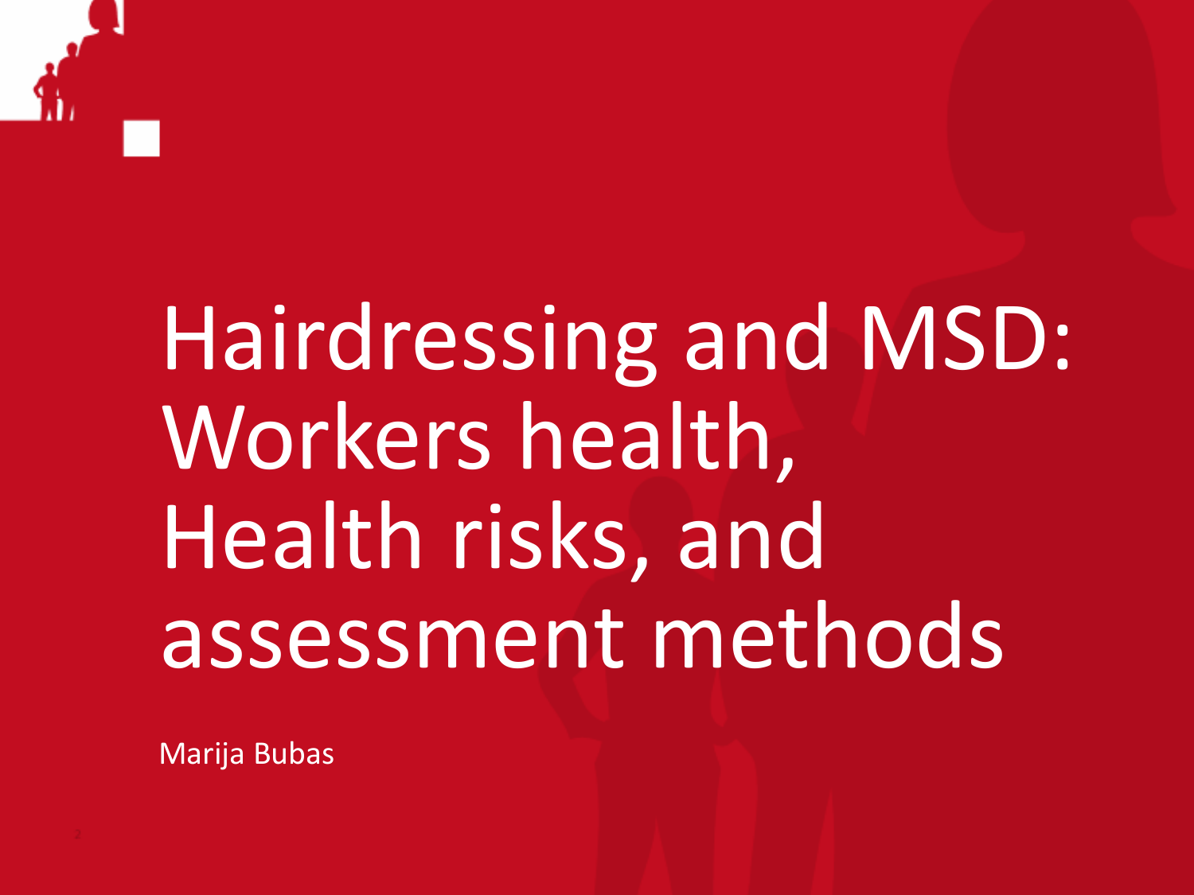# Hairdressing and MSD: Workers health, Health risks, and assessment methods

Marija Bubas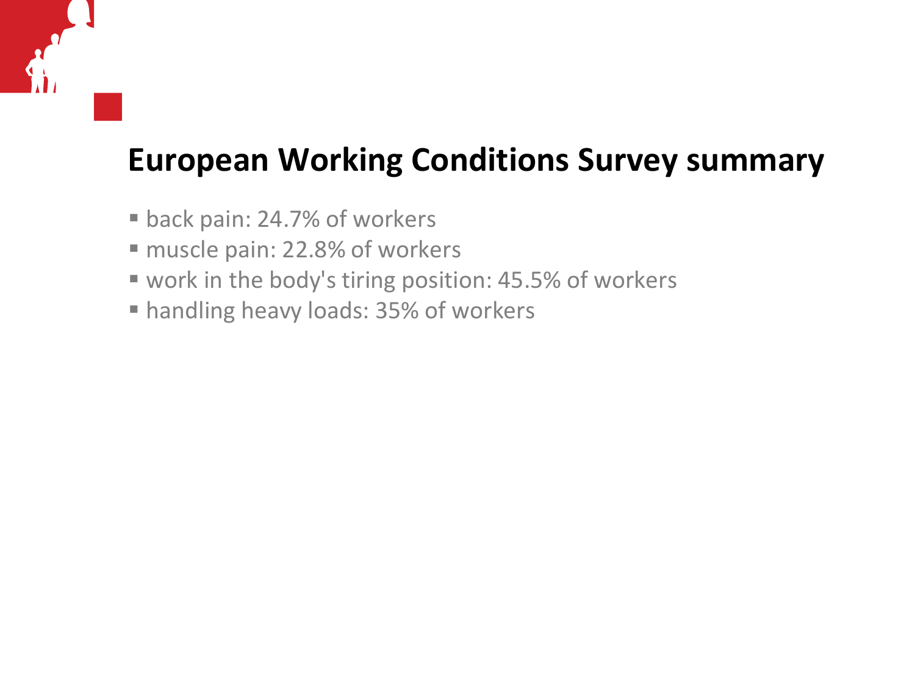# European Working Conditions Survey summary

- back pain: 24.7% of workers
- muscle pain: 22.8% of workers
- work in the body's tiring position: 45.5% of workers
- handling heavy loads: 35% of workers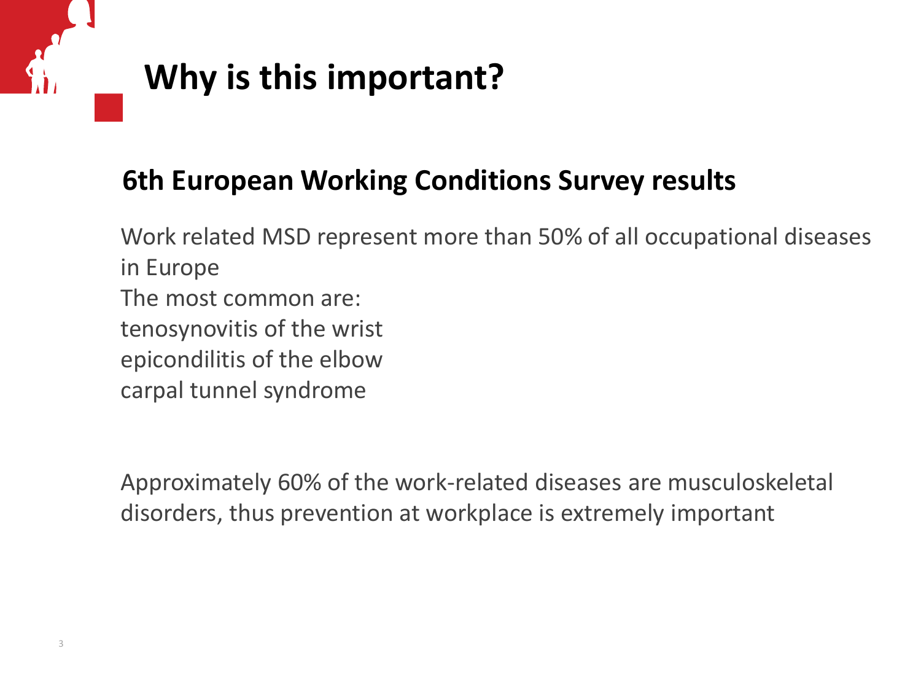# Why is this important?

## 6th European Working Conditions Survey results

Work related MSD represent more than 50% of all occupational diseases in Europe
The most common are:
tenosynovitis of the wrist
epicondilitis of the elbow
carpal tunnel syndrome

Approximately 60% of the work-related diseases are musculoskeletal disorders, thus prevention at workplace is extremely important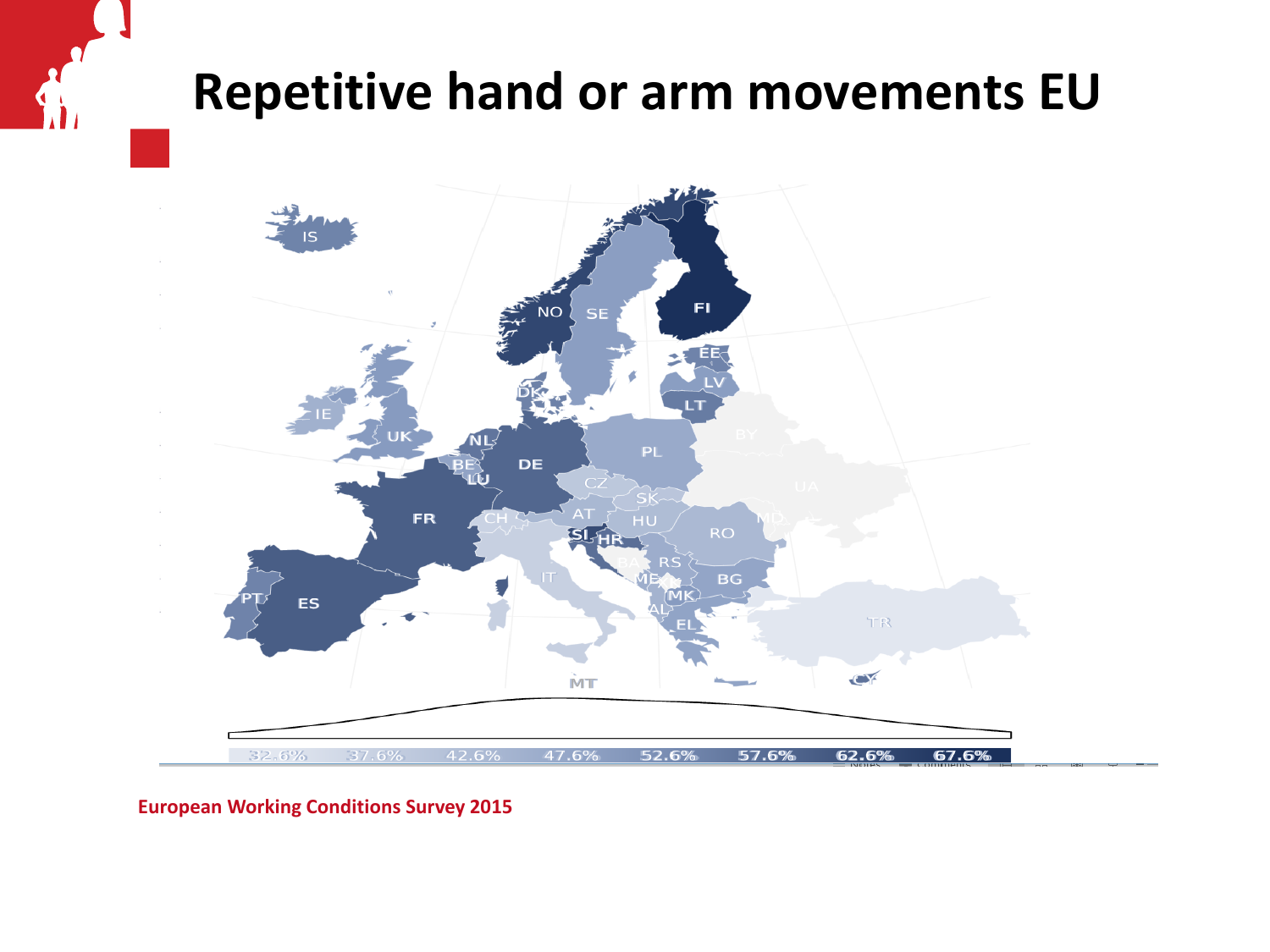# Repetitive hand or arm movements EU

IS
NO
SE
FI
EE
LV
LT
IE
UK
DK
NL
BE
LU
DE
PL
BY
UA
CZ
SK
FR
CH
AT
HU
MD
RO
SI
HR
BA
RS
IT
ME
BG
MK
AL
EL
TR
PT
ES
MT
CY

32.6% 37.6% 42.6% 47.6% 52.6% 57.6% 62.6% 67.6%

**European Working Conditions Survey 2015**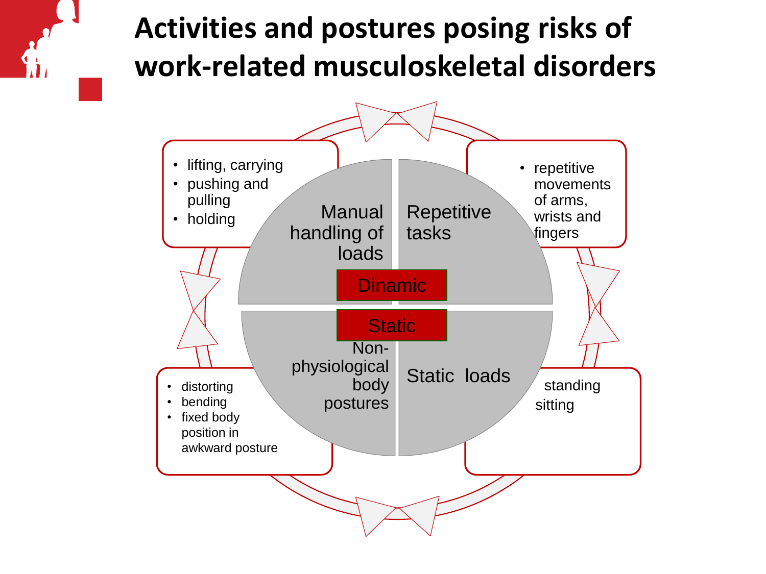# Activities and postures posing risks of work-related musculoskeletal disorders

- lifting, carrying
- pushing and pulling
- holding

Manual handling of loads

Repetitive tasks

- repetitive movements of arms, wrists and fingers

Dinamic

Static

- distorting
- bending
- fixed body position in awkward posture

Non-physiological body postures

Static loads

standing
sitting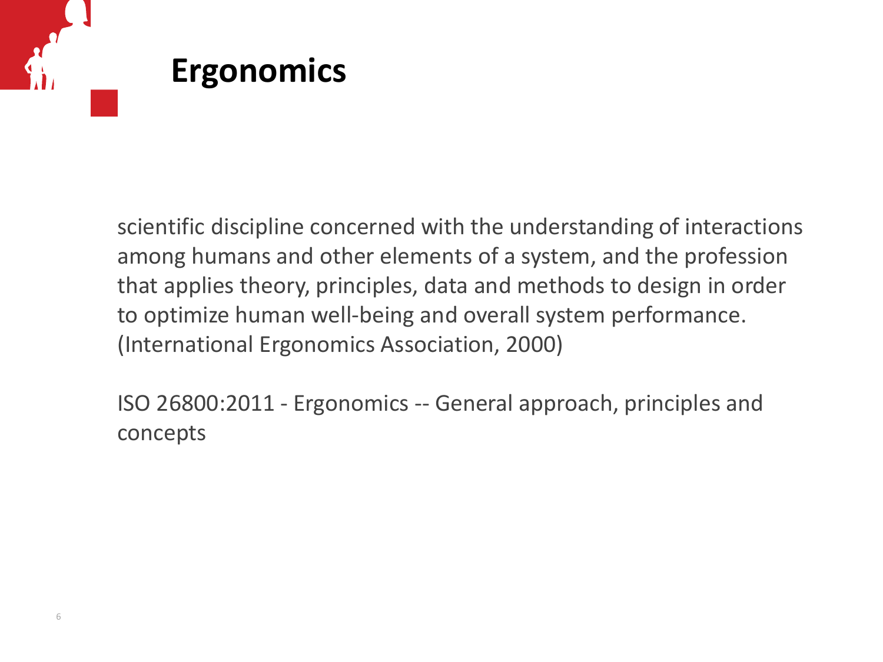# Ergonomics

scientific discipline concerned with the understanding of interactions among humans and other elements of a system, and the profession that applies theory, principles, data and methods to design in order to optimize human well-being and overall system performance. (International Ergonomics Association, 2000)

ISO 26800:2011 - Ergonomics -- General approach, principles and concepts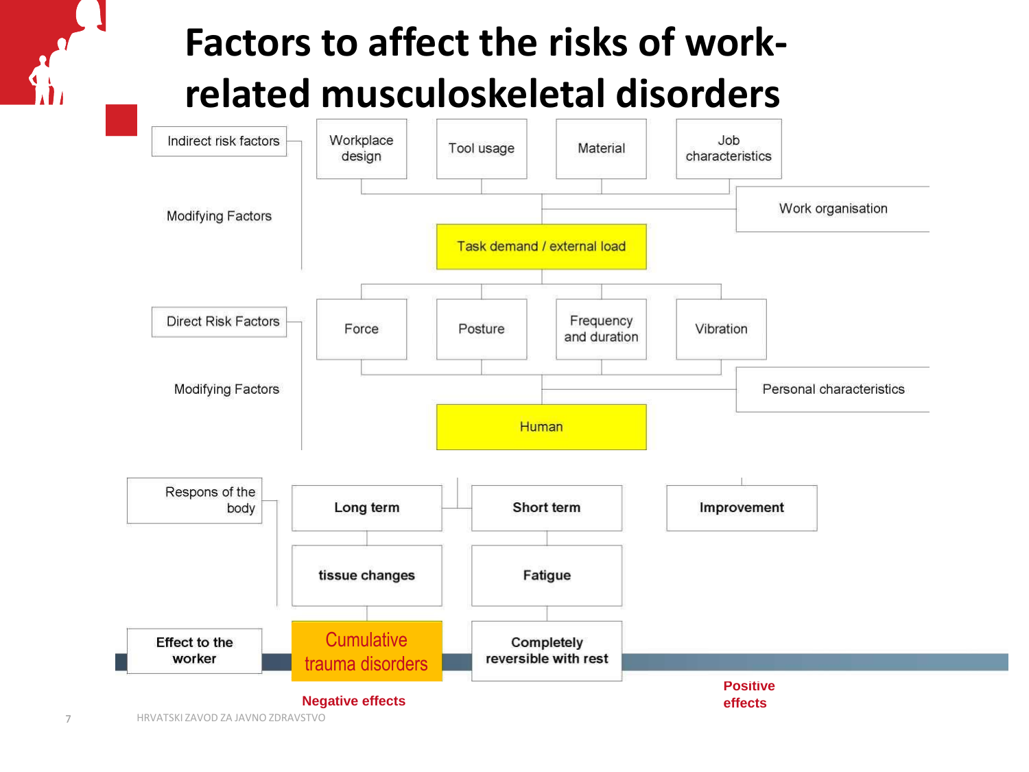# Factors to affect the risks of work-related musculoskeletal disorders

**Indirect risk factors**

- Workplace design
- Tool usage
- Material
- Job characteristics

**Modifying Factors**

- Work organisation

**Task demand / external load**

**Direct Risk Factors**

- Force
- Posture
- Frequency and duration
- Vibration

**Modifying Factors**

- Personal characteristics

**Human**

**Respons of the body**

| Long term | Short term | Improvement |
|---|---|---|
| tissue changes | Fatigue | |
| Cumulative trauma disorders | Completely reversible with rest | |

**Effect to the worker**

**Negative effects** — **Positive effects**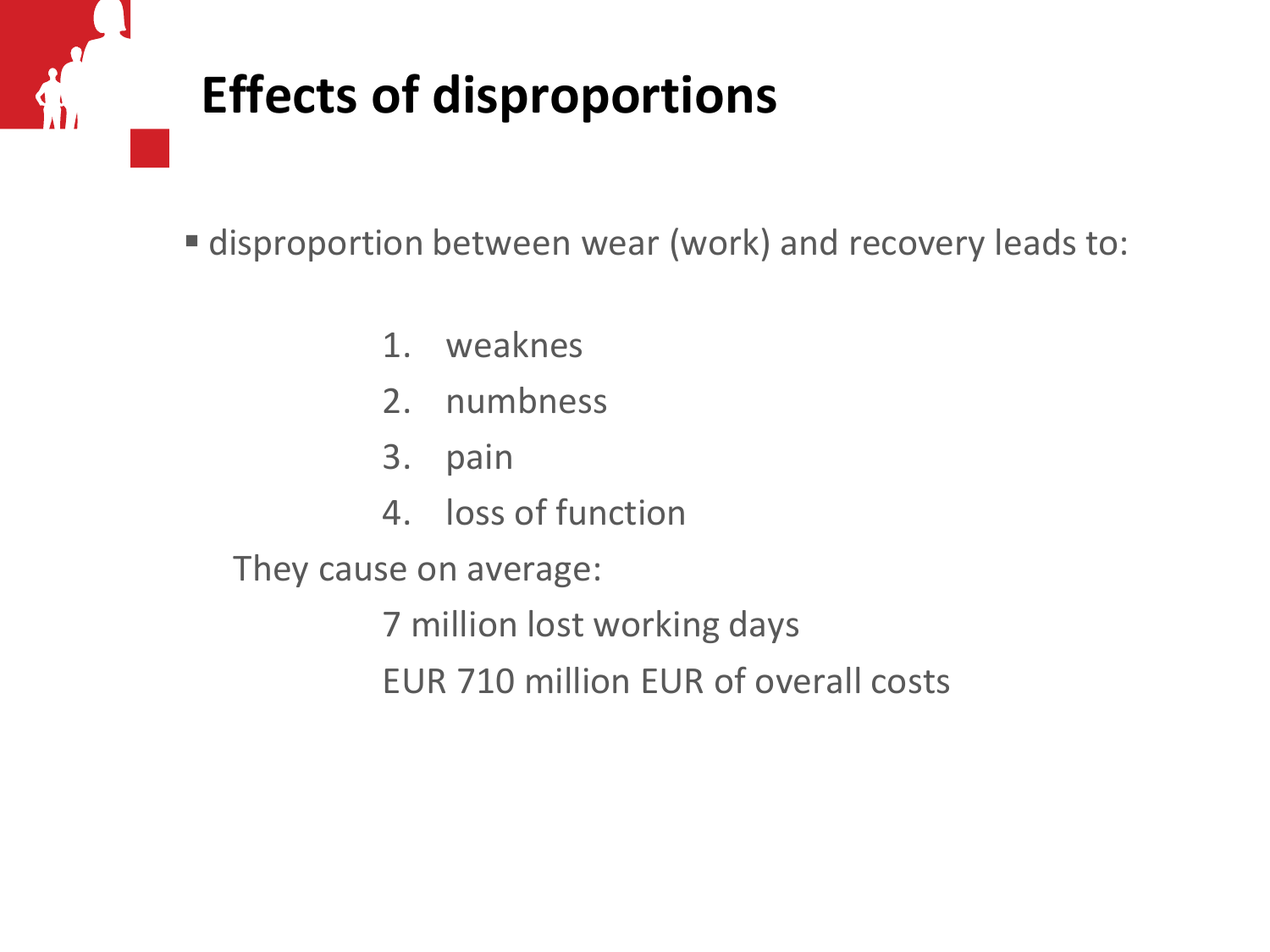# Effects of disproportions

- disproportion between wear (work) and recovery leads to:

1. weaknes
2. numbness
3. pain
4. loss of function

They cause on average:

7 million lost working days

EUR 710 million EUR of overall costs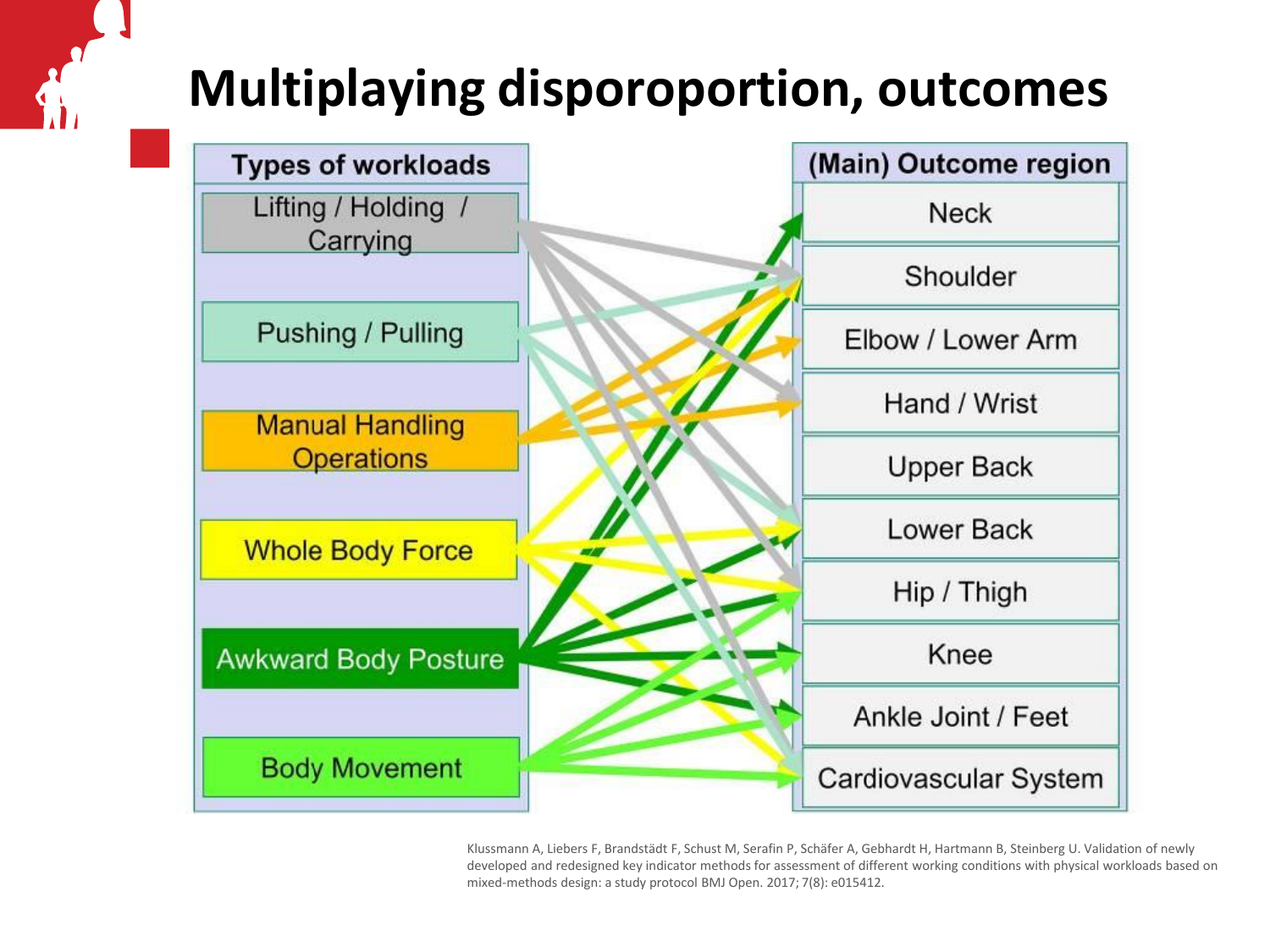# Multiplaying disporoportion, outcomes

| Types of workloads | (Main) Outcome region |
| --- | --- |
| Lifting / Holding / Carrying | Neck |
| Pushing / Pulling | Shoulder |
| Manual Handling Operations | Elbow / Lower Arm |
| Whole Body Force | Hand / Wrist |
| Awkward Body Posture | Upper Back |
| Body Movement | Lower Back |
| | Hip / Thigh |
| | Knee |
| | Ankle Joint / Feet |
| | Cardiovascular System |

Klussmann A, Liebers F, Brandstädt F, Schust M, Serafin P, Schäfer A, Gebhardt H, Hartmann B, Steinberg U. Validation of newly developed and redesigned key indicator methods for assessment of different working conditions with physical workloads based on mixed-methods design: a study protocol BMJ Open. 2017; 7(8): e015412.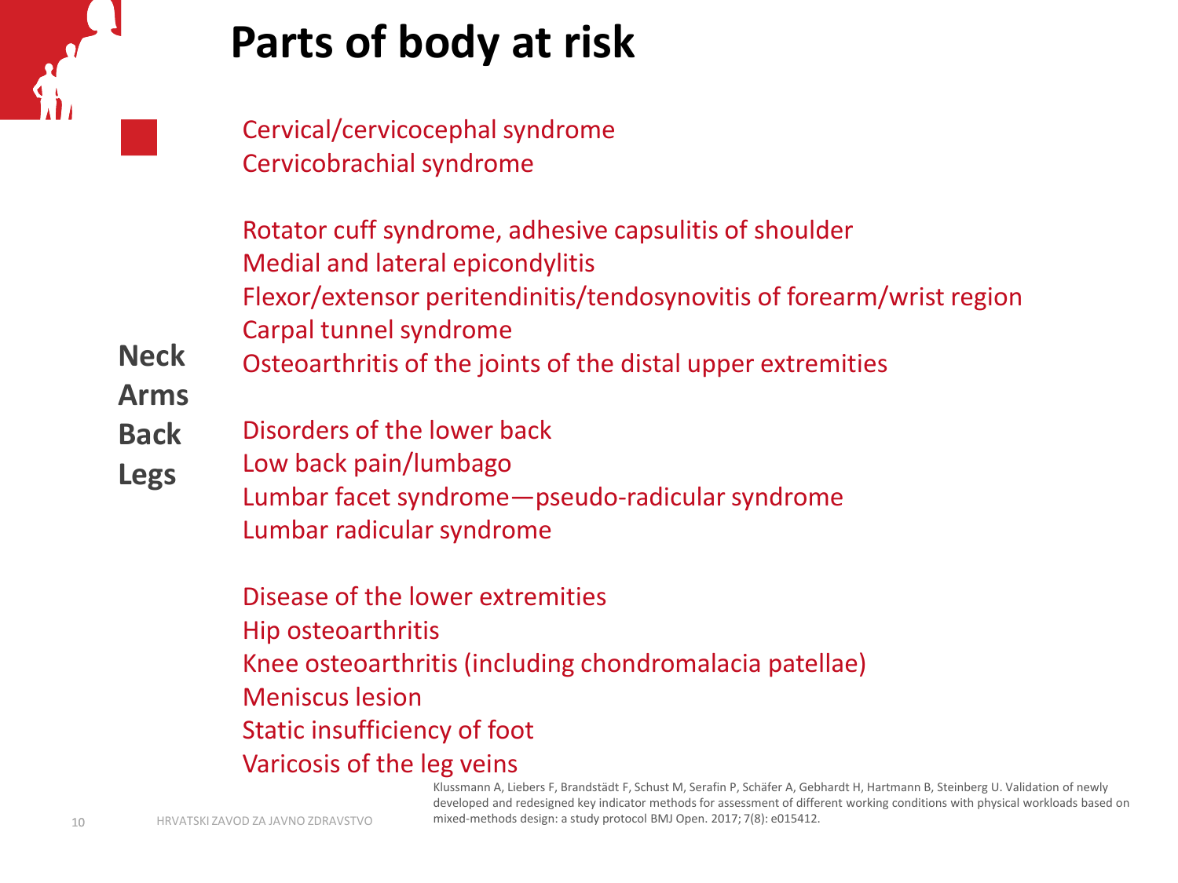# Parts of body at risk

**Neck**
**Arms**
**Back**
**Legs**

Cervical/cervicocephal syndrome
Cervicobrachial syndrome

Rotator cuff syndrome, adhesive capsulitis of shoulder
Medial and lateral epicondylitis
Flexor/extensor peritendinitis/tendosynovitis of forearm/wrist region
Carpal tunnel syndrome
Osteoarthritis of the joints of the distal upper extremities

Disorders of the lower back
Low back pain/lumbago
Lumbar facet syndrome—pseudo-radicular syndrome
Lumbar radicular syndrome

Disease of the lower extremities
Hip osteoarthritis
Knee osteoarthritis (including chondromalacia patellae)
Meniscus lesion
Static insufficiency of foot
Varicosis of the leg veins

Klussmann A, Liebers F, Brandstädt F, Schust M, Serafin P, Schäfer A, Gebhardt H, Hartmann B, Steinberg U. Validation of newly developed and redesigned key indicator methods for assessment of different working conditions with physical workloads based on mixed-methods design: a study protocol BMJ Open. 2017; 7(8): e015412.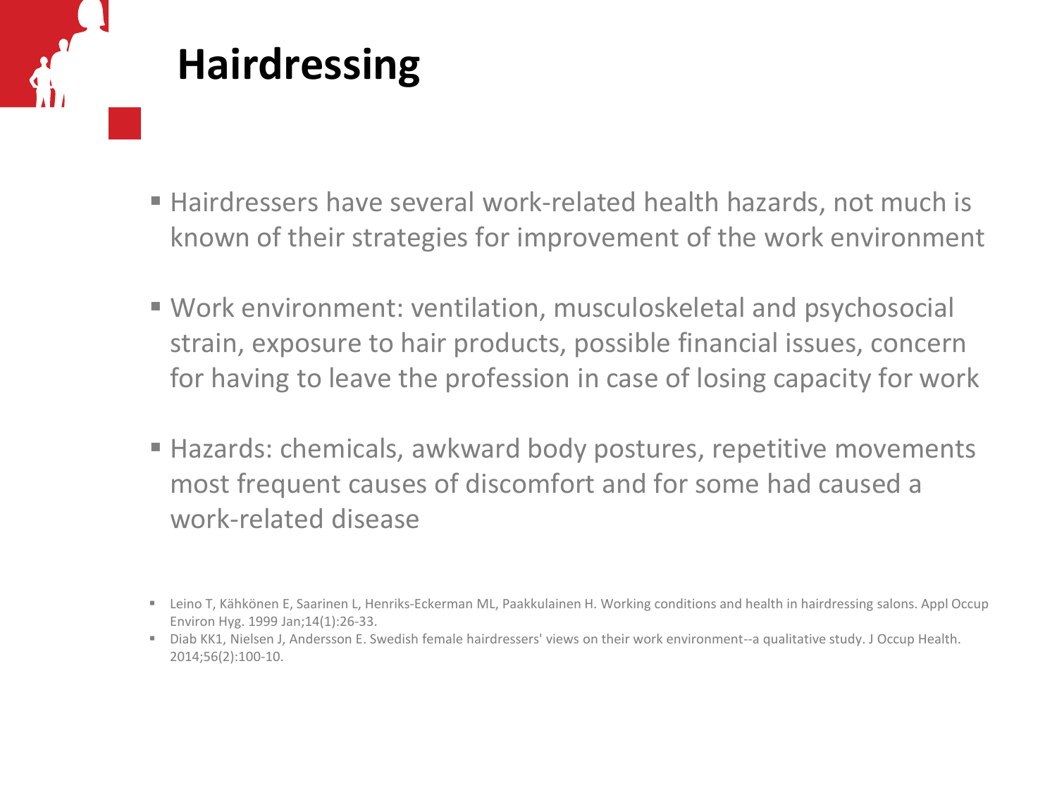# Hairdressing

- Hairdressers have several work-related health hazards, not much is known of their strategies for improvement of the work environment
- Work environment: ventilation, musculoskeletal and psychosocial strain, exposure to hair products, possible financial issues, concern for having to leave the profession in case of losing capacity for work
- Hazards: chemicals, awkward body postures, repetitive movements most frequent causes of discomfort and for some had caused a work-related disease

- Leino T, Kähkönen E, Saarinen L, Henriks-Eckerman ML, Paakkulainen H. Working conditions and health in hairdressing salons. Appl Occup Environ Hyg. 1999 Jan;14(1):26-33.
- Diab KK1, Nielsen J, Andersson E. Swedish female hairdressers' views on their work environment--a qualitative study. J Occup Health. 2014;56(2):100-10.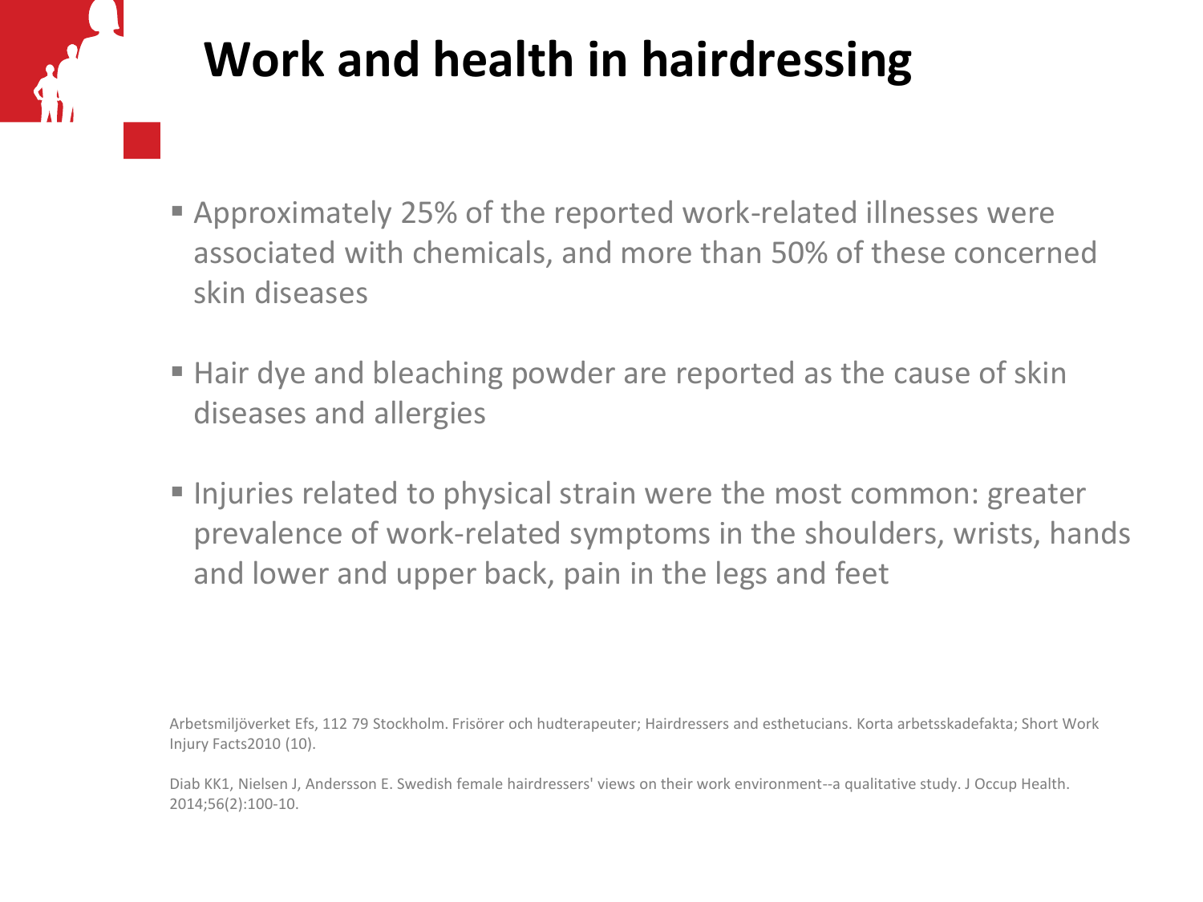# Work and health in hairdressing

- Approximately 25% of the reported work-related illnesses were associated with chemicals, and more than 50% of these concerned skin diseases
- Hair dye and bleaching powder are reported as the cause of skin diseases and allergies
- Injuries related to physical strain were the most common: greater prevalence of work-related symptoms in the shoulders, wrists, hands and lower and upper back, pain in the legs and feet

Arbetsmiljöverket Efs, 112 79 Stockholm. Frisörer och hudterapeuter; Hairdressers and esthetucians. Korta arbetsskadefakta; Short Work Injury Facts2010 (10).

Diab KK1, Nielsen J, Andersson E. Swedish female hairdressers' views on their work environment--a qualitative study. J Occup Health. 2014;56(2):100-10.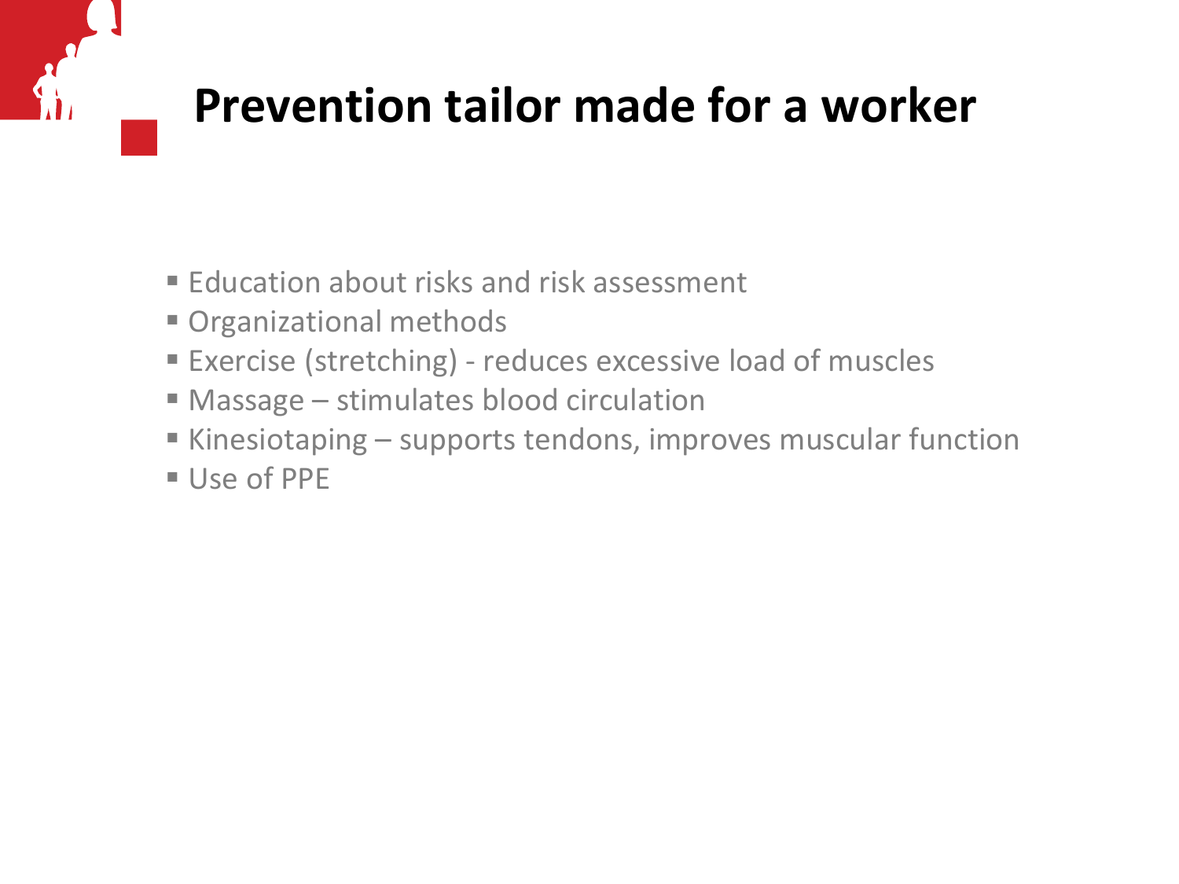# Prevention tailor made for a worker

- Education about risks and risk assessment
- Organizational methods
- Exercise (stretching) - reduces excessive load of muscles
- Massage – stimulates blood circulation
- Kinesiotaping – supports tendons, improves muscular function
- Use of PPE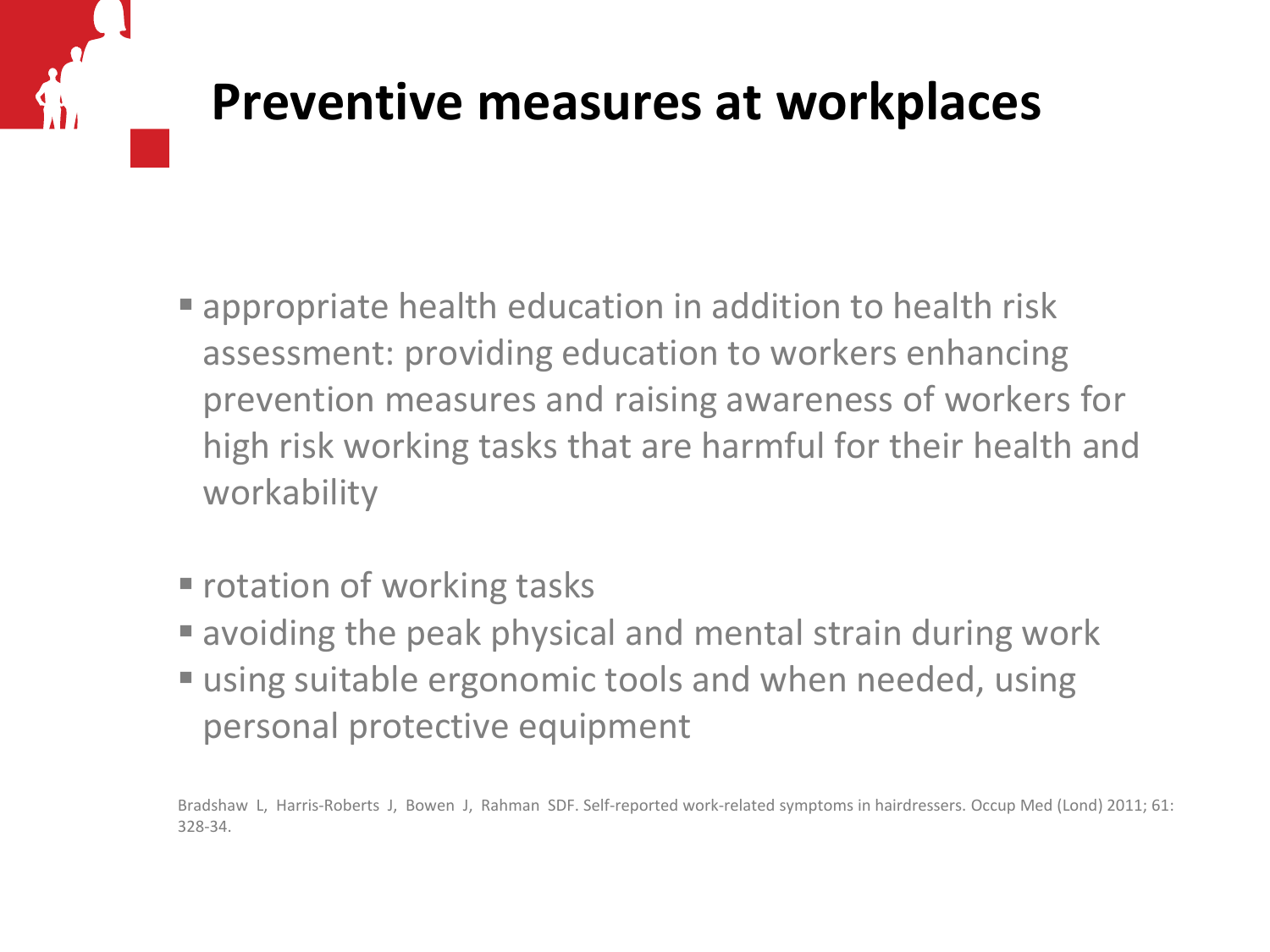# Preventive measures at workplaces

- appropriate health education in addition to health risk assessment: providing education to workers enhancing prevention measures and raising awareness of workers for high risk working tasks that are harmful for their health and workability

- rotation of working tasks
- avoiding the peak physical and mental strain during work
- using suitable ergonomic tools and when needed, using personal protective equipment

Bradshaw L, Harris-Roberts J, Bowen J, Rahman SDF. Self-reported work-related symptoms in hairdressers. Occup Med (Lond) 2011; 61: 328-34.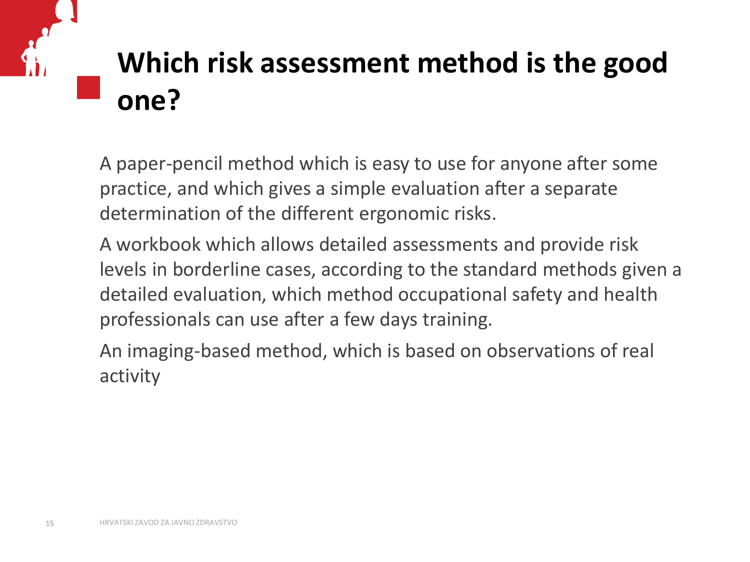# Which risk assessment method is the good one?

A paper-pencil method which is easy to use for anyone after some practice, and which gives a simple evaluation after a separate determination of the different ergonomic risks.

A workbook which allows detailed assessments and provide risk levels in borderline cases, according to the standard methods given a detailed evaluation, which method occupational safety and health professionals can use after a few days training.

An imaging-based method, which is based on observations of real activity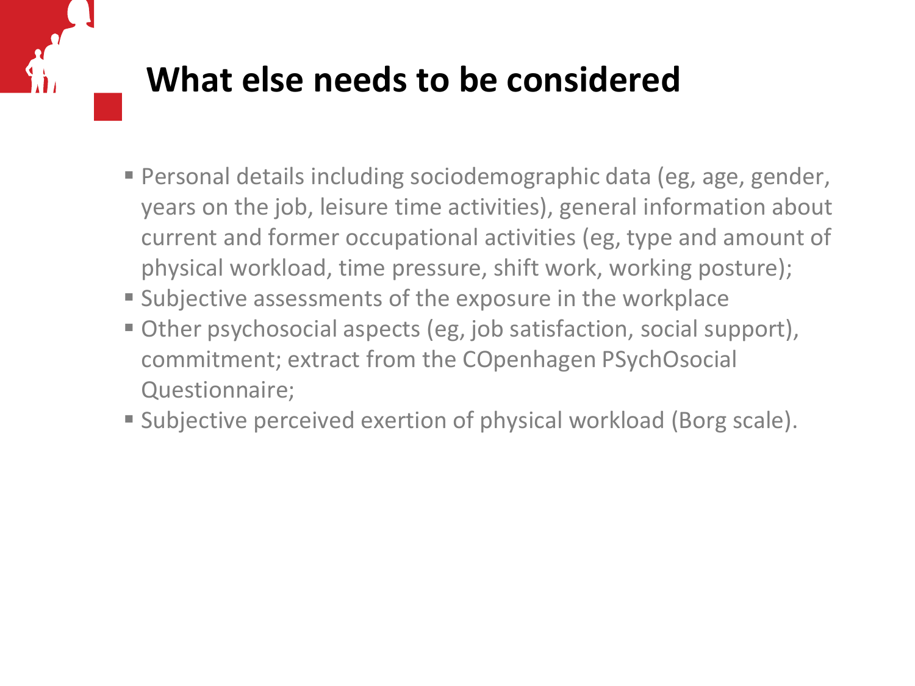# What else needs to be considered

- Personal details including sociodemographic data (eg, age, gender, years on the job, leisure time activities), general information about current and former occupational activities (eg, type and amount of physical workload, time pressure, shift work, working posture);
- Subjective assessments of the exposure in the workplace
- Other psychosocial aspects (eg, job satisfaction, social support), commitment; extract from the COpenhagen PSychOsocial Questionnaire;
- Subjective perceived exertion of physical workload (Borg scale).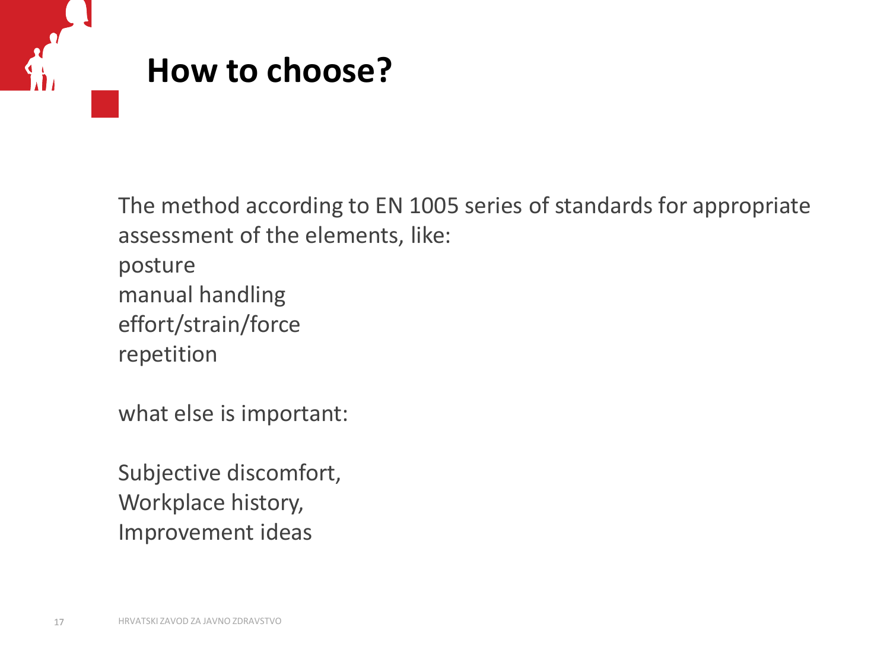# How to choose?

The method according to EN 1005 series of standards for appropriate assessment of the elements, like:

posture
manual handling
effort/strain/force
repetition

what else is important:

Subjective discomfort,
Workplace history,
Improvement ideas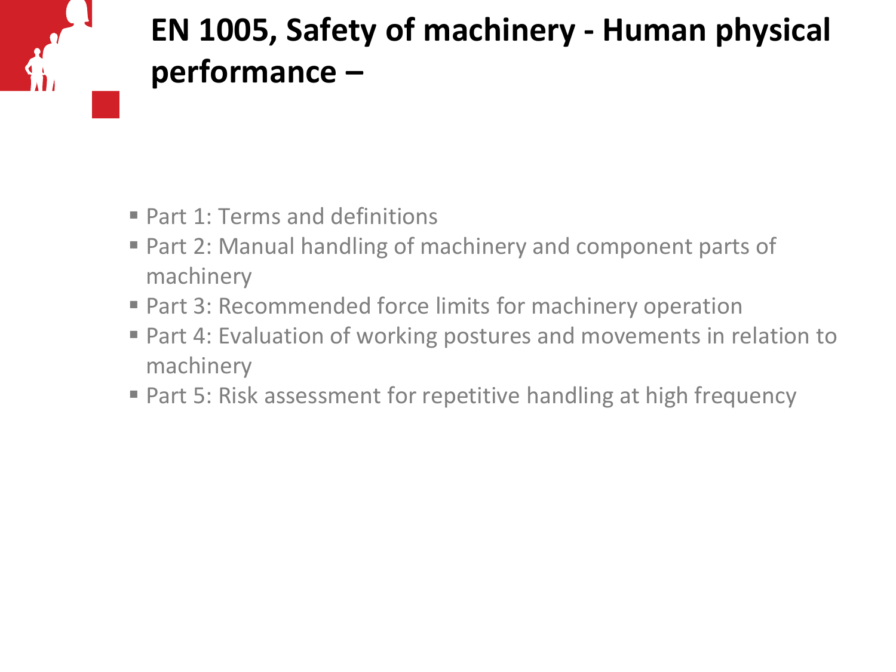# EN 1005, Safety of machinery - Human physical performance –

- Part 1: Terms and definitions
- Part 2: Manual handling of machinery and component parts of machinery
- Part 3: Recommended force limits for machinery operation
- Part 4: Evaluation of working postures and movements in relation to machinery
- Part 5: Risk assessment for repetitive handling at high frequency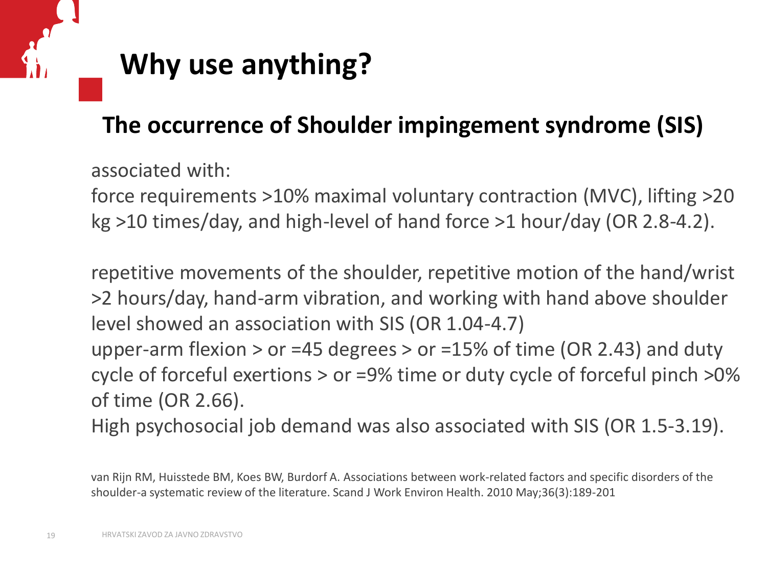# Why use anything?

## The occurrence of Shoulder impingement syndrome (SIS)

associated with:
force requirements >10% maximal voluntary contraction (MVC), lifting >20 kg >10 times/day, and high-level of hand force >1 hour/day (OR 2.8-4.2).

repetitive movements of the shoulder, repetitive motion of the hand/wrist >2 hours/day, hand-arm vibration, and working with hand above shoulder level showed an association with SIS (OR 1.04-4.7)
upper-arm flexion > or =45 degrees > or =15% of time (OR 2.43) and duty cycle of forceful exertions > or =9% time or duty cycle of forceful pinch >0% of time (OR 2.66).
High psychosocial job demand was also associated with SIS (OR 1.5-3.19).

van Rijn RM, Huisstede BM, Koes BW, Burdorf A. Associations between work-related factors and specific disorders of the shoulder-a systematic review of the literature. Scand J Work Environ Health. 2010 May;36(3):189-201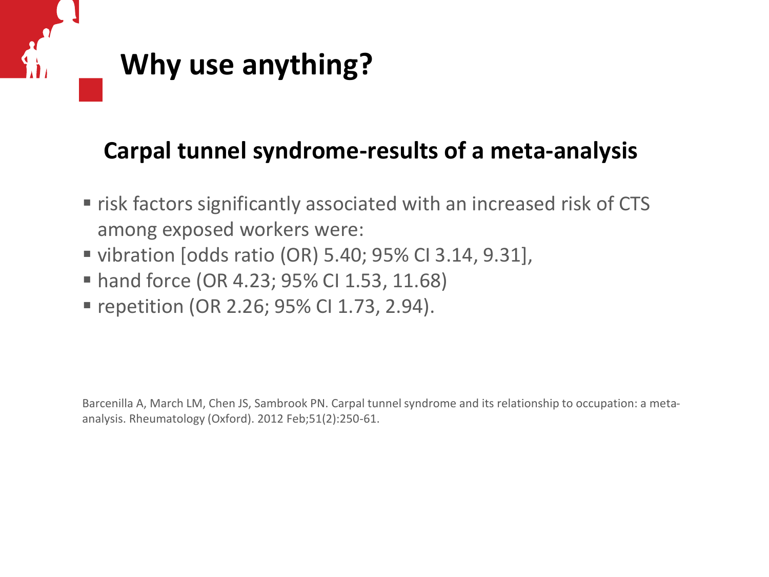# Why use anything?

## Carpal tunnel syndrome-results of a meta-analysis

- risk factors significantly associated with an increased risk of CTS among exposed workers were:
- vibration [odds ratio (OR) 5.40; 95% CI 3.14, 9.31],
- hand force (OR 4.23; 95% CI 1.53, 11.68)
- repetition (OR 2.26; 95% CI 1.73, 2.94).

Barcenilla A, March LM, Chen JS, Sambrook PN. Carpal tunnel syndrome and its relationship to occupation: a meta-analysis. Rheumatology (Oxford). 2012 Feb;51(2):250-61.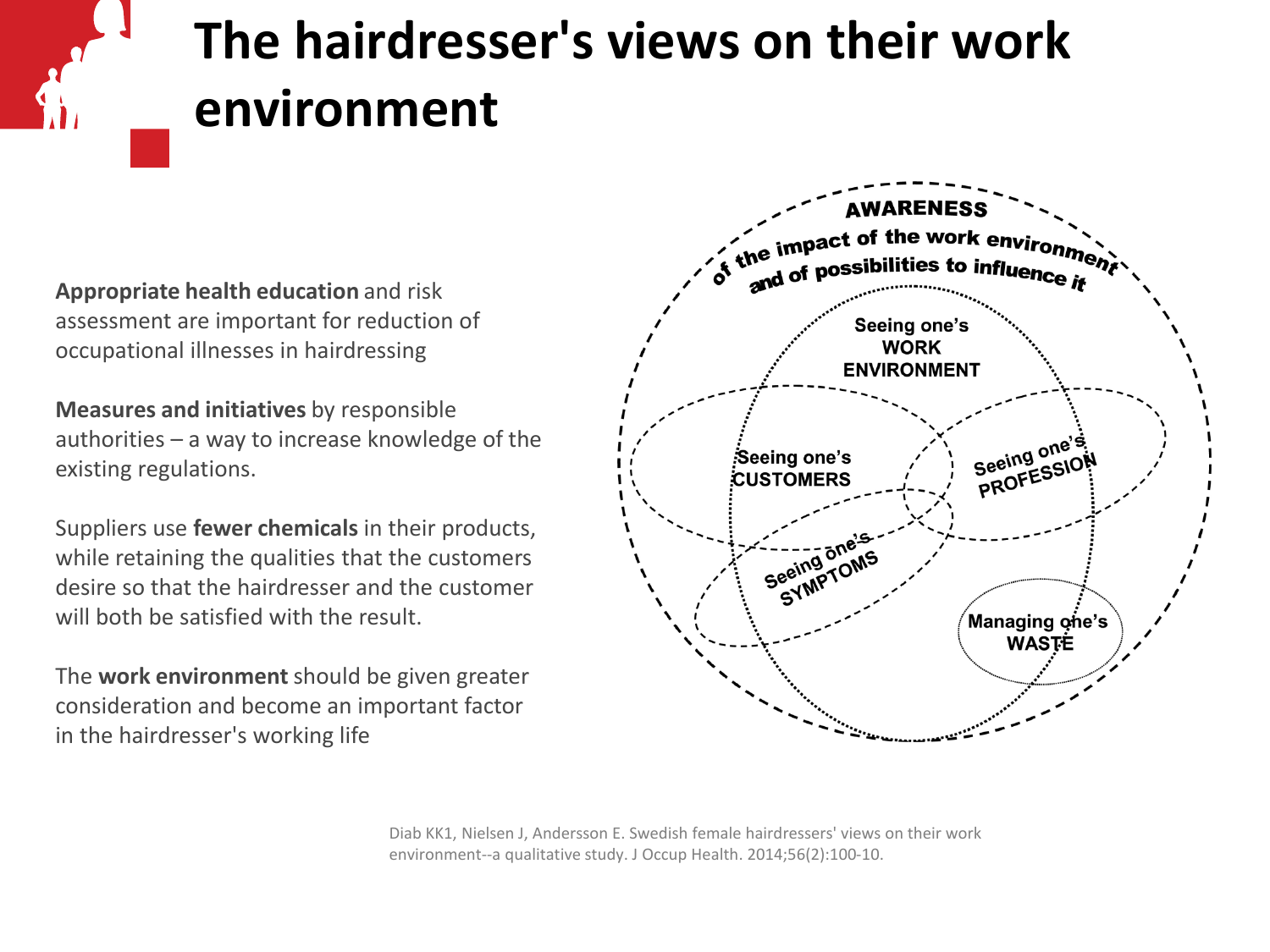# The hairdresser's views on their work environment

**Appropriate health education** and risk assessment are important for reduction of occupational illnesses in hairdressing

**Measures and initiatives** by responsible authorities – a way to increase knowledge of the existing regulations.

Suppliers use **fewer chemicals** in their products, while retaining the qualities that the customers desire so that the hairdresser and the customer will both be satisfied with the result.

The **work environment** should be given greater consideration and become an important factor in the hairdresser's working life

AWARENESS of the impact of the work environment and of possibilities to influence it

Seeing one's WORK ENVIRONMENT

Seeing one's CUSTOMERS

Seeing one's PROFESSION

Seeing one's SYMPTOMS

Managing one's WASTE

Diab KK1, Nielsen J, Andersson E. Swedish female hairdressers' views on their work environment--a qualitative study. J Occup Health. 2014;56(2):100-10.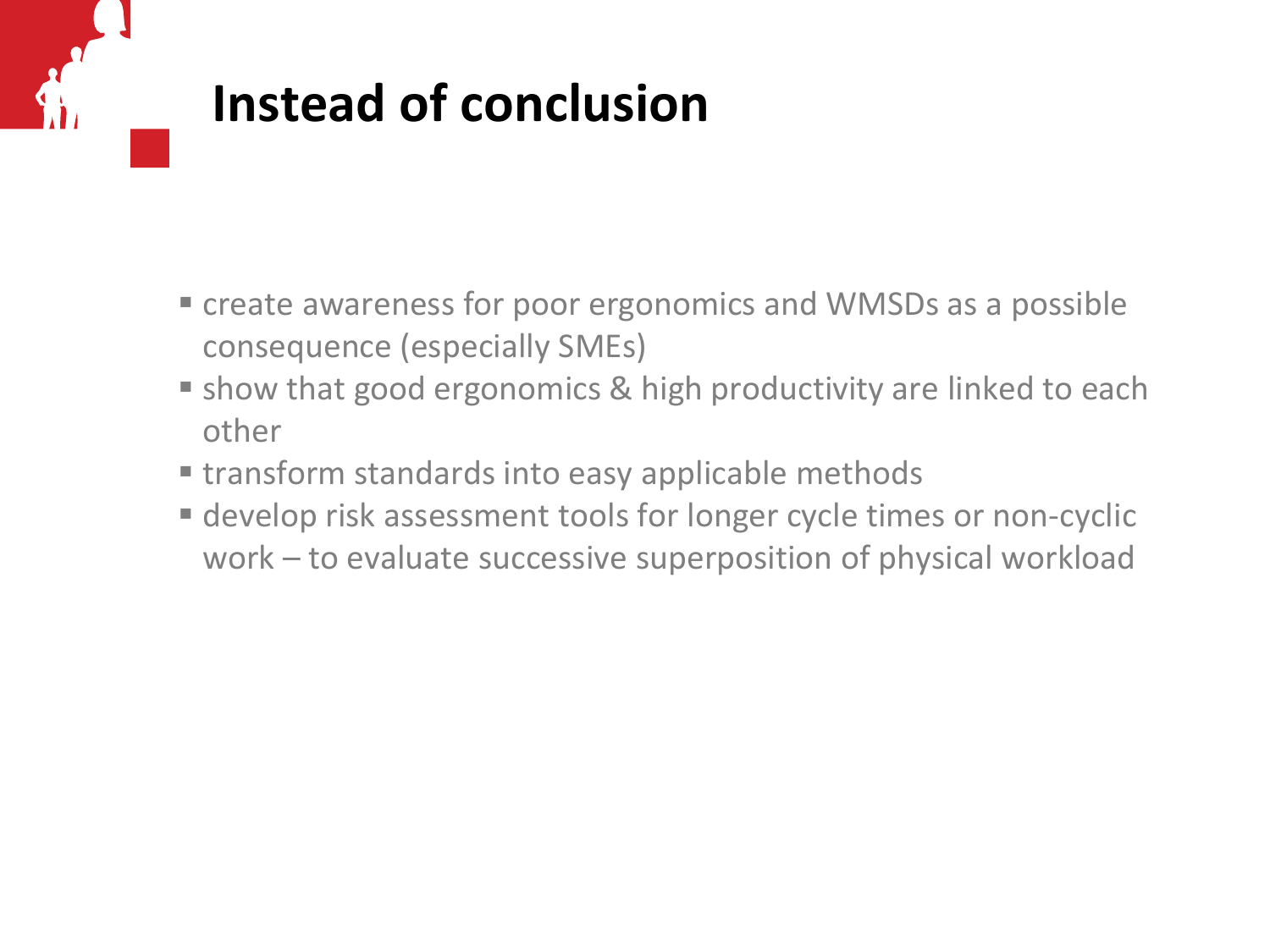# Instead of conclusion

- create awareness for poor ergonomics and WMSDs as a possible consequence (especially SMEs)
- show that good ergonomics & high productivity are linked to each other
- transform standards into easy applicable methods
- develop risk assessment tools for longer cycle times or non-cyclic work – to evaluate successive superposition of physical workload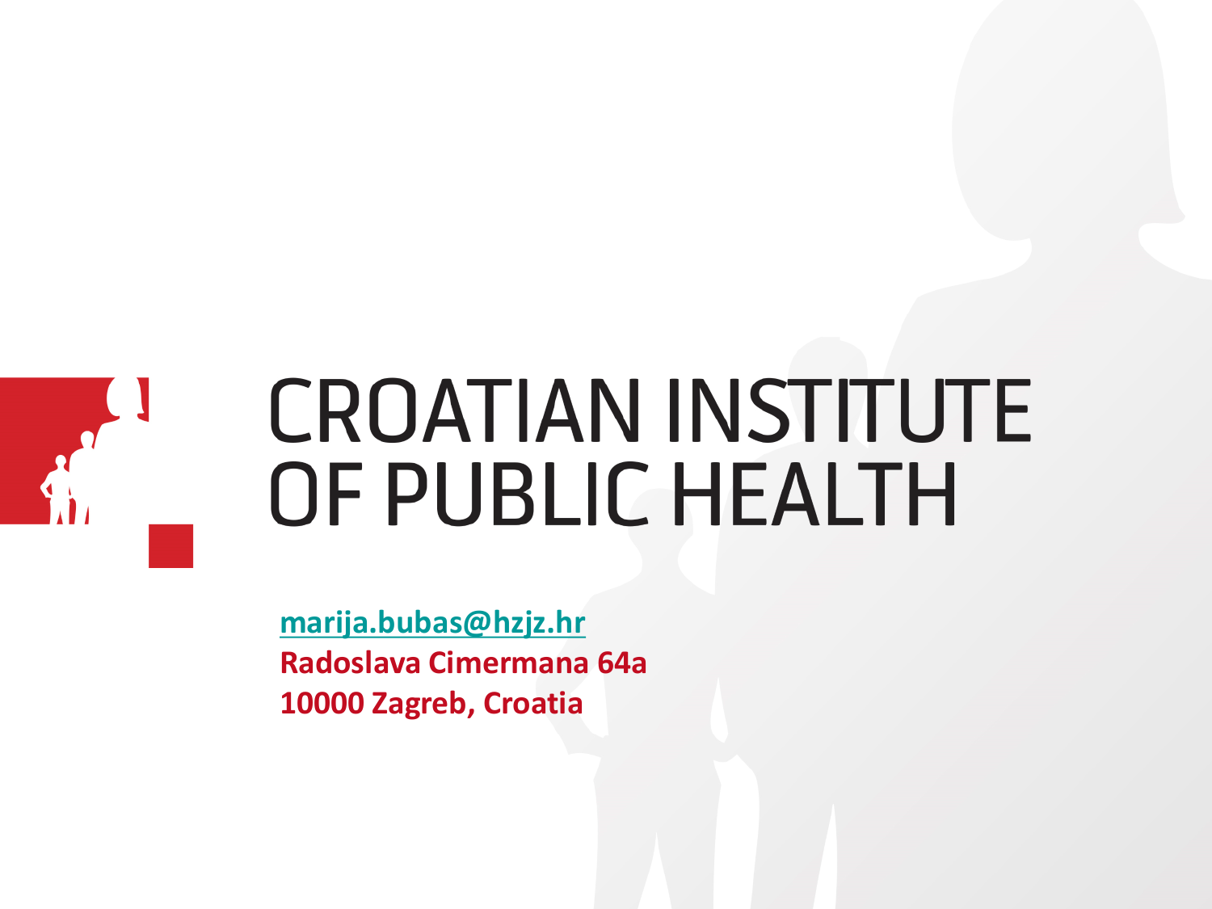# CROATIAN INSTITUTE OF PUBLIC HEALTH

marija.bubas@hzjz.hr
Radoslava Cimermana 64a
10000 Zagreb, Croatia